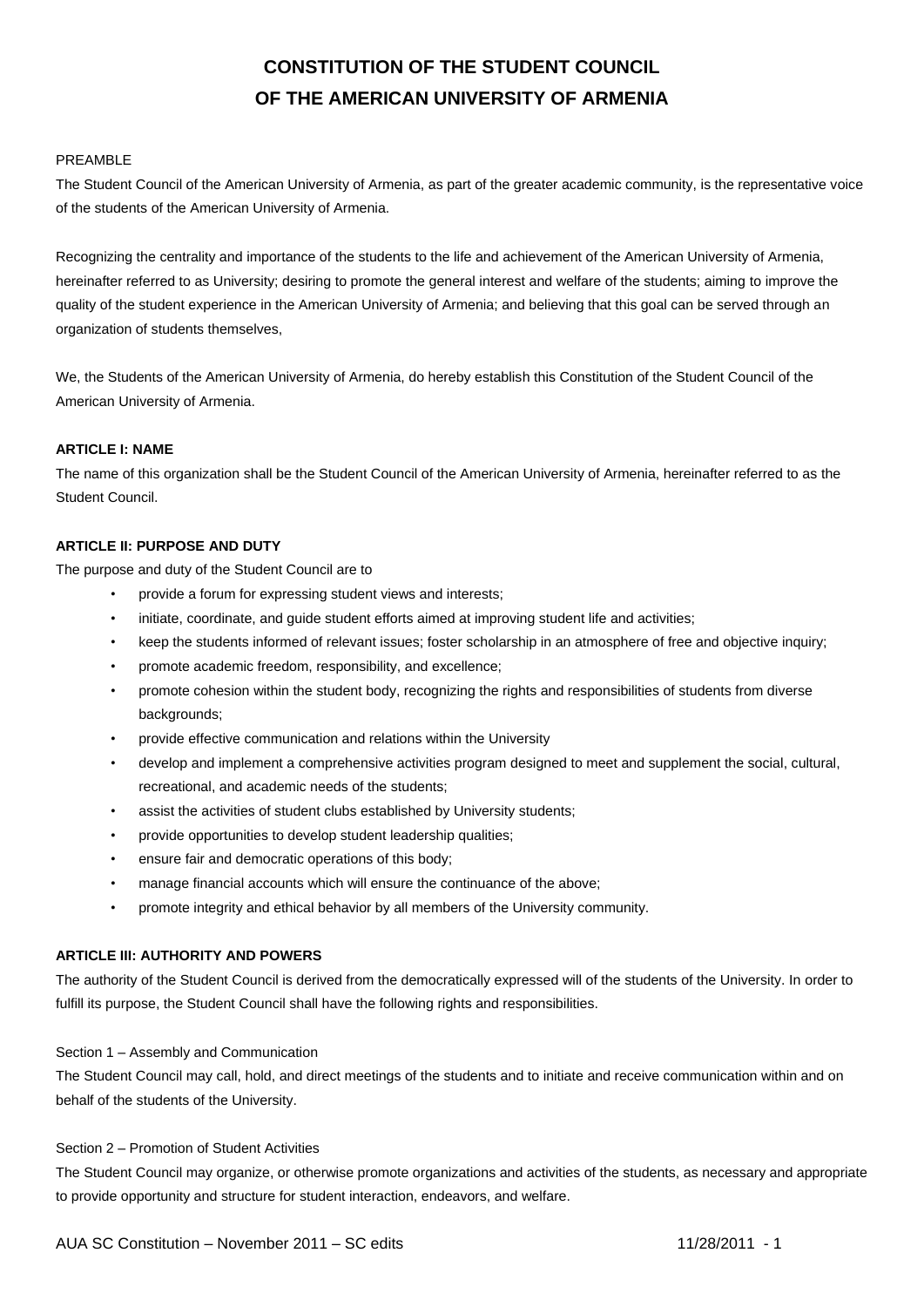# CONSTITUTION OF THE STUDENT COUNCIL OF THE AMERICAN UNIVERSITY OF ARMENIA

PREAMBLE

The Student Council of the American University of Armenia, as part of the greater academic community, is the representative voice of the students of the American University of Armenia.

Recognizing the centrality and importance of the students to the life and achievement of the American University of Armenia, hereinafter referred to as University; desiring to promote the general interest and welfare of the students; aiming to improve the quality of the student experience in the American University of Armenia; and believing that this goal can be served through an organization of students themselves,

We, the Students of the American University of Armenia, do hereby establish this Constitution of the Student Council of the American University of Armenia.

### ARTICLE I: NAME

The name of this organization shall be the Student Council of the American University of Armenia, hereinafter referred to as the Student Council.

### ARTICLE II: PURPOSE AND DUTY

The purpose and duty of the Student Council are to

- provide a forum for expressing student views and interests;
- initiate, coordinate, and guide student efforts aimed at improving student life and activities;
- keep the students informed of relevant issues; foster scholarship in an atmosphere of free and objective inquiry;
- promote academic freedom, responsibility, and excellence;
- promote cohesion within the student body, recognizing the rights and responsibilities of students from diverse backgrounds;
- provide effective communication and relations within the University
- develop and implement a comprehensive activities program designed to meet and supplement the social, cultural, recreational, and academic needs of the students;
- assist the activities of student clubs established by University students;
- provide opportunities to develop student leadership qualities;
- ensure fair and democratic operations of this body;
- manage financial accounts which will ensure the continuance of the above;
- promote integrity and ethical behavior by all members of the University community.

### ARTICLE III: AUTHORITY AND POWERS

The authority of the Student Council is derived from the democratically expressed will of the students of the University. In order to fulfill its purpose, the Student Council shall have the following rights and responsibilities.

Section 1 – Assembly and Communication

The Student Council may call, hold, and direct meetings of the students and to initiate and receive communication within and on behalf of the students of the University.

Section 2 – Promotion of Student Activities

The Student Council may organize, or otherwise promote organizations and activities of the students, as necessary and appropriate to provide opportunity and structure for student interaction, endeavors, and welfare.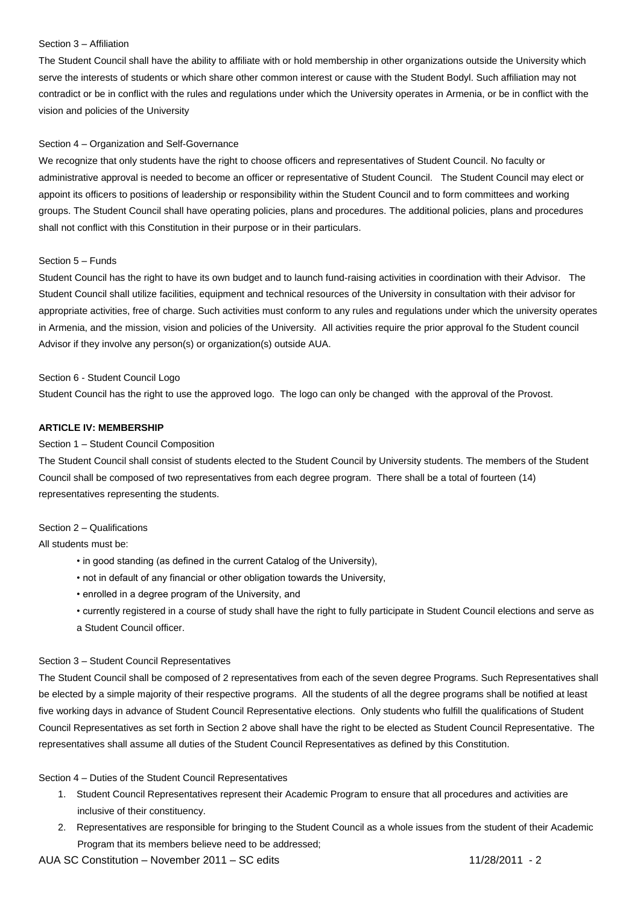Section 3 – Affiliation

The Student Council shall have the ability to affiliate with or hold membership in other organizations outside the University which serve the interests of students or which share other common interest or cause with the Student Bodyl. Such affiliation may not contradict or be in conflict with the rules and regulations under which the University operates in Armenia, or be in conflict with the vision and policies of the University

Section 4 – Organization and Self-Governance

We recognize that only students have the right to choose officers and representatives of Student Council. No faculty or administrative approval is needed to become an officer or representative of Student Council. The Student Council may elect or appoint its officers to positions of leadership or responsibility within the Student Council and to form committees and working groups. The Student Council shall have operating policies, plans and procedures. The additional policies, plans and procedures shall not conflict with this Constitution in their purpose or in their particulars.

Section 5 – Funds

Student Council has the right to have its own budget and to launch fund-raising activities in coordination with their Advisor. The Student Council shall utilize facilities, equipment and technical resources of the University in consultation with their advisor for appropriate activities, free of charge. Such activities must conform to any rules and regulations under which the university operates in Armenia, and the mission, vision and policies of the University. All activities require the prior approval fo the Student council Advisor if they involve any person(s) or organization(s) outside AUA.

Section 6 - Student Council Logo

Student Council has the right to use the approved logo. The logo can only be changed with the approval of the Provost.

**ARTICLE IV: MEMBERSHIP**

Section 1 – Student Council Composition

The Student Council shall consist of students elected to the Student Council by University students. The members of the Student Council shall be composed of two representatives from each degree program. There shall be a total of fourteen (14) representatives representing the students.

Section 2 – Qualifications

All students must be:

- in good standing (as defined in the current Catalog of the University),
- not in default of any financial or other obligation towards the University,
- enrolled in a degree program of the University, and
- currently registered in a course of study shall have the right to fully participate in Student Council elections and serve as a Student Council officer.

Section 3 – Student Council Representatives

The Student Council shall be composed of 2 representatives from each of the seven degree Programs. Such Representatives shall be elected by a simple majority of their respective programs. All the students of all the degree programs shall be notified at least five working days in advance of Student Council Representative elections. Only students who fulfill the qualifications of Student Council Representatives as set forth in Section 2 above shall have the right to be elected as Student Council Representative. The representatives shall assume all duties of the Student Council Representatives as defined by this Constitution.

Section 4 – Duties of the Student Council Representatives

1. Student Council Representatives represent their Academic Program to ensure that all procedures and activities are inclusive of their constituency.
2. Representatives are responsible for bringing to the Student Council as a whole issues from the student of their Academic Program that its members believe need to be addressed;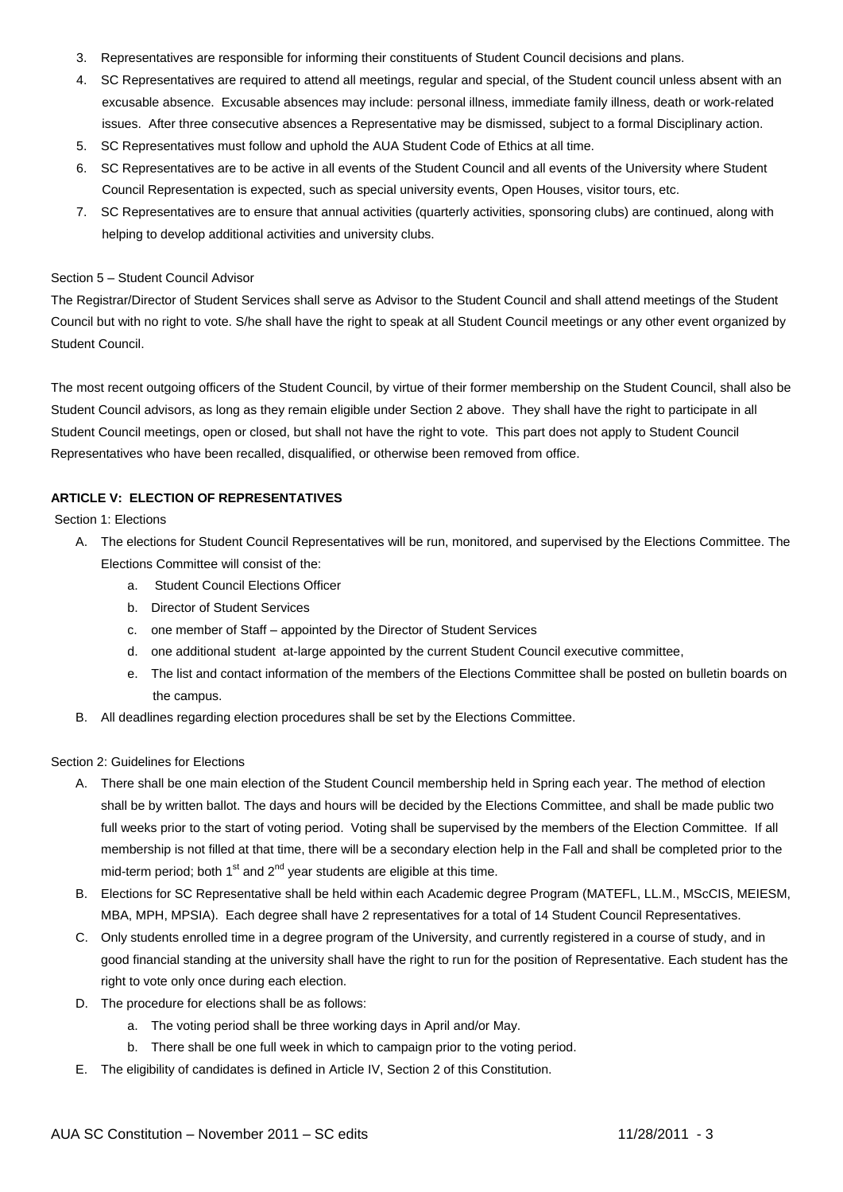3. Representatives are responsible for informing their constituents of Student Council decisions and plans.
4. SC Representatives are required to attend all meetings, regular and special, of the Student council unless absent with an excusable absence. Excusable absences may include: personal illness, immediate family illness, death or work-related issues. After three consecutive absences a Representative may be dismissed, subject to a formal Disciplinary action.
5. SC Representatives must follow and uphold the AUA Student Code of Ethics at all time.
6. SC Representatives are to be active in all events of the Student Council and all events of the University where Student Council Representation is expected, such as special university events, Open Houses, visitor tours, etc.
7. SC Representatives are to ensure that annual activities (quarterly activities, sponsoring clubs) are continued, along with helping to develop additional activities and university clubs.

Section 5 – Student Council Advisor

The Registrar/Director of Student Services shall serve as Advisor to the Student Council and shall attend meetings of the Student Council but with no right to vote. S/he shall have the right to speak at all Student Council meetings or any other event organized by Student Council.

The most recent outgoing officers of the Student Council, by virtue of their former membership on the Student Council, shall also be Student Council advisors, as long as they remain eligible under Section 2 above. They shall have the right to participate in all Student Council meetings, open or closed, but shall not have the right to vote. This part does not apply to Student Council Representatives who have been recalled, disqualified, or otherwise been removed from office.

**ARTICLE V: ELECTION OF REPRESENTATIVES**

Section 1: Elections

A. The elections for Student Council Representatives will be run, monitored, and supervised by the Elections Committee. The Elections Committee will consist of the:
   a. Student Council Elections Officer
   b. Director of Student Services
   c. one member of Staff – appointed by the Director of Student Services
   d. one additional student at-large appointed by the current Student Council executive committee,
   e. The list and contact information of the members of the Elections Committee shall be posted on bulletin boards on the campus.
B. All deadlines regarding election procedures shall be set by the Elections Committee.

Section 2: Guidelines for Elections

A. There shall be one main election of the Student Council membership held in Spring each year. The method of election shall be by written ballot. The days and hours will be decided by the Elections Committee, and shall be made public two full weeks prior to the start of voting period. Voting shall be supervised by the members of the Election Committee. If all membership is not filled at that time, there will be a secondary election help in the Fall and shall be completed prior to the mid-term period; both 1st and 2nd year students are eligible at this time.
B. Elections for SC Representative shall be held within each Academic degree Program (MATEFL, LL.M., MScCIS, MEIESM, MBA, MPH, MPSIA). Each degree shall have 2 representatives for a total of 14 Student Council Representatives.
C. Only students enrolled time in a degree program of the University, and currently registered in a course of study, and in good financial standing at the university shall have the right to run for the position of Representative. Each student has the right to vote only once during each election.
D. The procedure for elections shall be as follows:
   a. The voting period shall be three working days in April and/or May.
   b. There shall be one full week in which to campaign prior to the voting period.
E. The eligibility of candidates is defined in Article IV, Section 2 of this Constitution.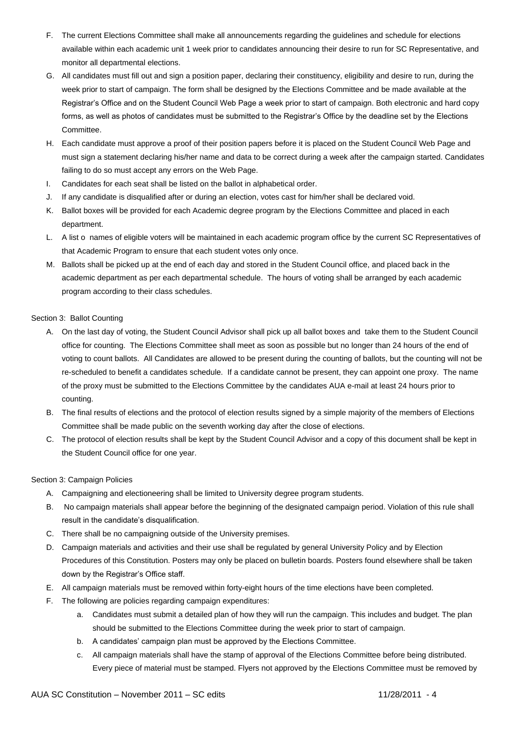F. The current Elections Committee shall make all announcements regarding the guidelines and schedule for elections available within each academic unit 1 week prior to candidates announcing their desire to run for SC Representative, and monitor all departmental elections.

G. All candidates must fill out and sign a position paper, declaring their constituency, eligibility and desire to run, during the week prior to start of campaign. The form shall be designed by the Elections Committee and be made available at the Registrar's Office and on the Student Council Web Page a week prior to start of campaign. Both electronic and hard copy forms, as well as photos of candidates must be submitted to the Registrar's Office by the deadline set by the Elections Committee.

H. Each candidate must approve a proof of their position papers before it is placed on the Student Council Web Page and must sign a statement declaring his/her name and data to be correct during a week after the campaign started. Candidates failing to do so must accept any errors on the Web Page.

I. Candidates for each seat shall be listed on the ballot in alphabetical order.

J. If any candidate is disqualified after or during an election, votes cast for him/her shall be declared void.

K. Ballot boxes will be provided for each Academic degree program by the Elections Committee and placed in each department.

L. A list o names of eligible voters will be maintained in each academic program office by the current SC Representatives of that Academic Program to ensure that each student votes only once.

M. Ballots shall be picked up at the end of each day and stored in the Student Council office, and placed back in the academic department as per each departmental schedule. The hours of voting shall be arranged by each academic program according to their class schedules.

Section 3: Ballot Counting

A. On the last day of voting, the Student Council Advisor shall pick up all ballot boxes and take them to the Student Council office for counting. The Elections Committee shall meet as soon as possible but no longer than 24 hours of the end of voting to count ballots. All Candidates are allowed to be present during the counting of ballots, but the counting will not be re-scheduled to benefit a candidates schedule. If a candidate cannot be present, they can appoint one proxy. The name of the proxy must be submitted to the Elections Committee by the candidates AUA e-mail at least 24 hours prior to counting.

B. The final results of elections and the protocol of election results signed by a simple majority of the members of Elections Committee shall be made public on the seventh working day after the close of elections.

C. The protocol of election results shall be kept by the Student Council Advisor and a copy of this document shall be kept in the Student Council office for one year.

Section 3: Campaign Policies

A. Campaigning and electioneering shall be limited to University degree program students.

B. No campaign materials shall appear before the beginning of the designated campaign period. Violation of this rule shall result in the candidate's disqualification.

C. There shall be no campaigning outside of the University premises.

D. Campaign materials and activities and their use shall be regulated by general University Policy and by Election Procedures of this Constitution. Posters may only be placed on bulletin boards. Posters found elsewhere shall be taken down by the Registrar's Office staff.

E. All campaign materials must be removed within forty-eight hours of the time elections have been completed.

F. The following are policies regarding campaign expenditures:

   a. Candidates must submit a detailed plan of how they will run the campaign. This includes and budget. The plan should be submitted to the Elections Committee during the week prior to start of campaign.

   b. A candidates' campaign plan must be approved by the Elections Committee.

   c. All campaign materials shall have the stamp of approval of the Elections Committee before being distributed. Every piece of material must be stamped. Flyers not approved by the Elections Committee must be removed by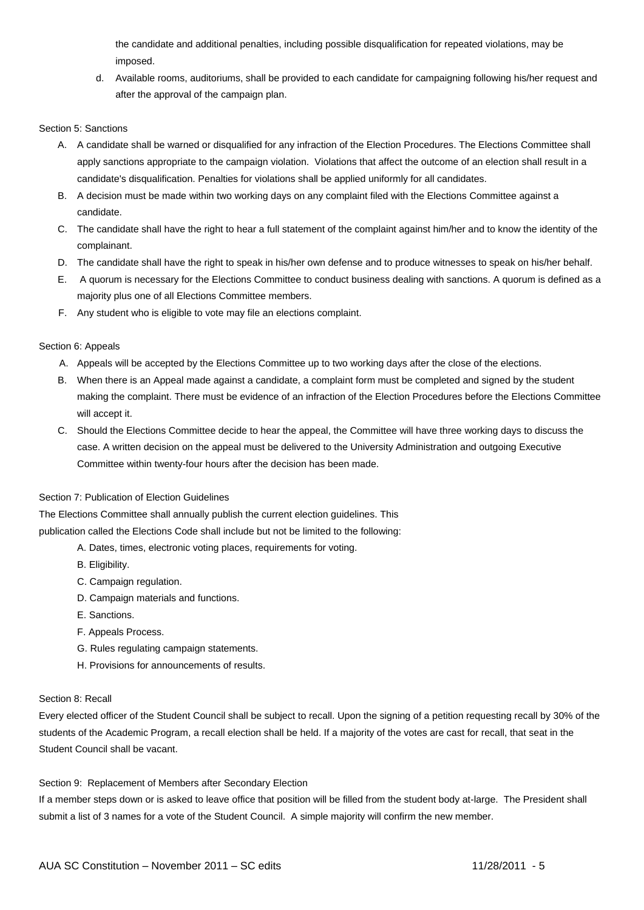the candidate and additional penalties, including possible disqualification for repeated violations, may be imposed.

d. Available rooms, auditoriums, shall be provided to each candidate for campaigning following his/her request and after the approval of the campaign plan.

Section 5: Sanctions

A. A candidate shall be warned or disqualified for any infraction of the Election Procedures. The Elections Committee shall apply sanctions appropriate to the campaign violation. Violations that affect the outcome of an election shall result in a candidate's disqualification. Penalties for violations shall be applied uniformly for all candidates.
B. A decision must be made within two working days on any complaint filed with the Elections Committee against a candidate.
C. The candidate shall have the right to hear a full statement of the complaint against him/her and to know the identity of the complainant.
D. The candidate shall have the right to speak in his/her own defense and to produce witnesses to speak on his/her behalf.
E. A quorum is necessary for the Elections Committee to conduct business dealing with sanctions. A quorum is defined as a majority plus one of all Elections Committee members.
F. Any student who is eligible to vote may file an elections complaint.

Section 6: Appeals

A. Appeals will be accepted by the Elections Committee up to two working days after the close of the elections.
B. When there is an Appeal made against a candidate, a complaint form must be completed and signed by the student making the complaint. There must be evidence of an infraction of the Election Procedures before the Elections Committee will accept it.
C. Should the Elections Committee decide to hear the appeal, the Committee will have three working days to discuss the case. A written decision on the appeal must be delivered to the University Administration and outgoing Executive Committee within twenty-four hours after the decision has been made.

Section 7: Publication of Election Guidelines

The Elections Committee shall annually publish the current election guidelines. This publication called the Elections Code shall include but not be limited to the following:

A. Dates, times, electronic voting places, requirements for voting.
B. Eligibility.
C. Campaign regulation.
D. Campaign materials and functions.
E. Sanctions.
F. Appeals Process.
G. Rules regulating campaign statements.
H. Provisions for announcements of results.

Section 8: Recall

Every elected officer of the Student Council shall be subject to recall. Upon the signing of a petition requesting recall by 30% of the students of the Academic Program, a recall election shall be held. If a majority of the votes are cast for recall, that seat in the Student Council shall be vacant.

Section 9: Replacement of Members after Secondary Election

If a member steps down or is asked to leave office that position will be filled from the student body at-large. The President shall submit a list of 3 names for a vote of the Student Council. A simple majority will confirm the new member.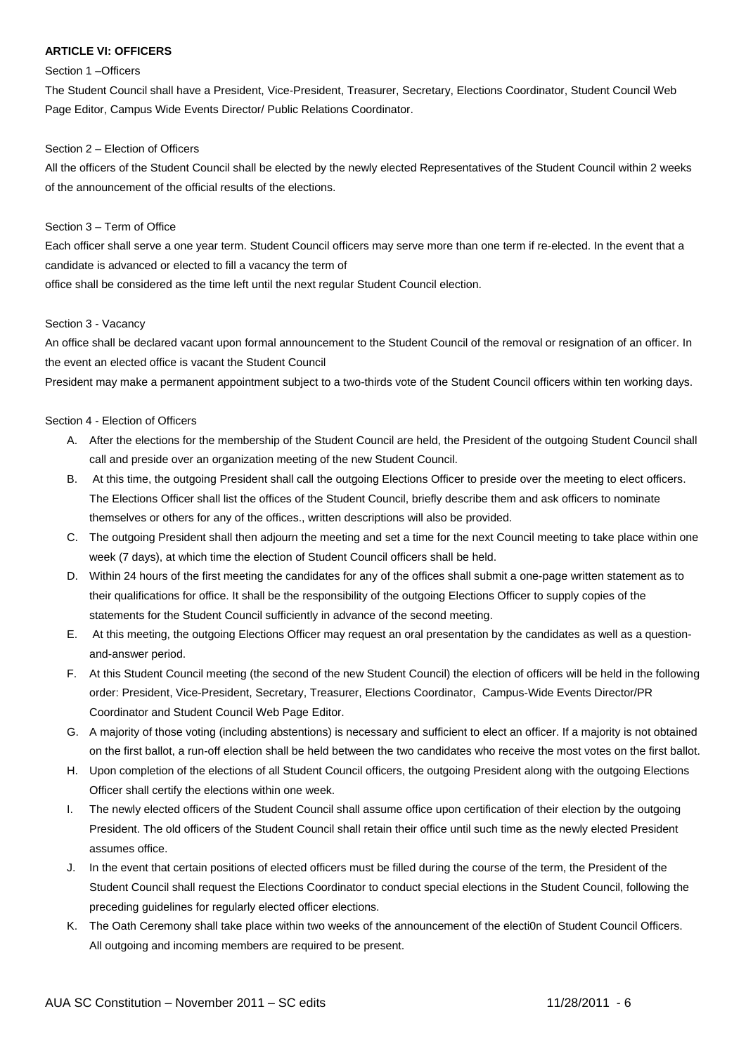**ARTICLE VI: OFFICERS**

Section 1 –Officers

The Student Council shall have a President, Vice-President, Treasurer, Secretary, Elections Coordinator, Student Council Web Page Editor, Campus Wide Events Director/ Public Relations Coordinator.

Section 2 – Election of Officers

All the officers of the Student Council shall be elected by the newly elected Representatives of the Student Council within 2 weeks of the announcement of the official results of the elections.

Section 3 – Term of Office

Each officer shall serve a one year term. Student Council officers may serve more than one term if re-elected. In the event that a candidate is advanced or elected to fill a vacancy the term of office shall be considered as the time left until the next regular Student Council election.

Section 3 - Vacancy

An office shall be declared vacant upon formal announcement to the Student Council of the removal or resignation of an officer. In the event an elected office is vacant the Student Council President may make a permanent appointment subject to a two-thirds vote of the Student Council officers within ten working days.

Section 4 - Election of Officers

A. After the elections for the membership of the Student Council are held, the President of the outgoing Student Council shall call and preside over an organization meeting of the new Student Council.
B. At this time, the outgoing President shall call the outgoing Elections Officer to preside over the meeting to elect officers. The Elections Officer shall list the offices of the Student Council, briefly describe them and ask officers to nominate themselves or others for any of the offices., written descriptions will also be provided.
C. The outgoing President shall then adjourn the meeting and set a time for the next Council meeting to take place within one week (7 days), at which time the election of Student Council officers shall be held.
D. Within 24 hours of the first meeting the candidates for any of the offices shall submit a one-page written statement as to their qualifications for office. It shall be the responsibility of the outgoing Elections Officer to supply copies of the statements for the Student Council sufficiently in advance of the second meeting.
E. At this meeting, the outgoing Elections Officer may request an oral presentation by the candidates as well as a question-and-answer period.
F. At this Student Council meeting (the second of the new Student Council) the election of officers will be held in the following order: President, Vice-President, Secretary, Treasurer, Elections Coordinator, Campus-Wide Events Director/PR Coordinator and Student Council Web Page Editor.
G. A majority of those voting (including abstentions) is necessary and sufficient to elect an officer. If a majority is not obtained on the first ballot, a run-off election shall be held between the two candidates who receive the most votes on the first ballot.
H. Upon completion of the elections of all Student Council officers, the outgoing President along with the outgoing Elections Officer shall certify the elections within one week.
I. The newly elected officers of the Student Council shall assume office upon certification of their election by the outgoing President. The old officers of the Student Council shall retain their office until such time as the newly elected President assumes office.
J. In the event that certain positions of elected officers must be filled during the course of the term, the President of the Student Council shall request the Elections Coordinator to conduct special elections in the Student Council, following the preceding guidelines for regularly elected officer elections.
K. The Oath Ceremony shall take place within two weeks of the announcement of the electi0n of Student Council Officers. All outgoing and incoming members are required to be present.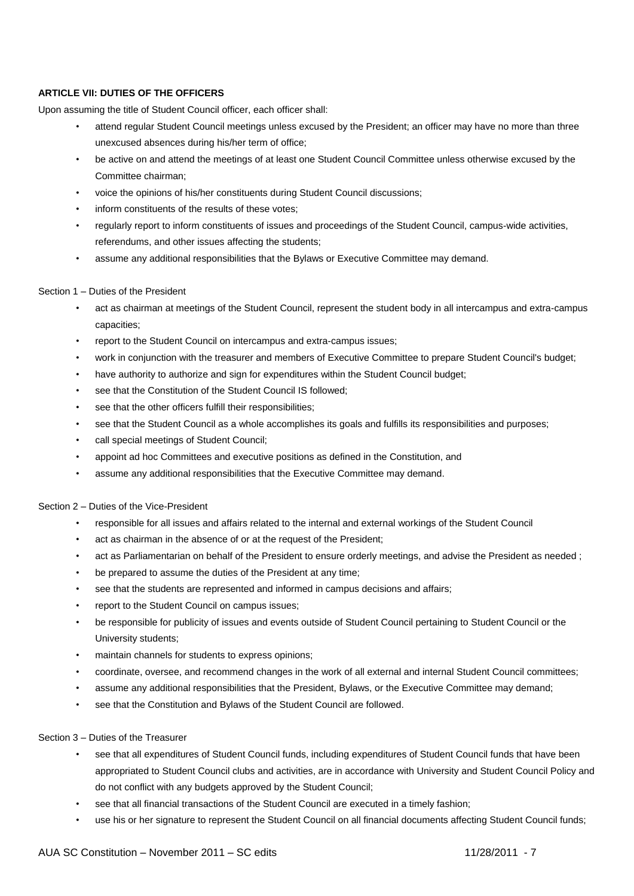**ARTICLE VII: DUTIES OF THE OFFICERS**

Upon assuming the title of Student Council officer, each officer shall:

- attend regular Student Council meetings unless excused by the President; an officer may have no more than three unexcused absences during his/her term of office;
- be active on and attend the meetings of at least one Student Council Committee unless otherwise excused by the Committee chairman;
- voice the opinions of his/her constituents during Student Council discussions;
- inform constituents of the results of these votes;
- regularly report to inform constituents of issues and proceedings of the Student Council, campus-wide activities, referendums, and other issues affecting the students;
- assume any additional responsibilities that the Bylaws or Executive Committee may demand.

Section 1 – Duties of the President

- act as chairman at meetings of the Student Council, represent the student body in all intercampus and extra-campus capacities;
- report to the Student Council on intercampus and extra-campus issues;
- work in conjunction with the treasurer and members of Executive Committee to prepare Student Council's budget;
- have authority to authorize and sign for expenditures within the Student Council budget;
- see that the Constitution of the Student Council IS followed;
- see that the other officers fulfill their responsibilities;
- see that the Student Council as a whole accomplishes its goals and fulfills its responsibilities and purposes;
- call special meetings of Student Council;
- appoint ad hoc Committees and executive positions as defined in the Constitution, and
- assume any additional responsibilities that the Executive Committee may demand.

Section 2 – Duties of the Vice-President

- responsible for all issues and affairs related to the internal and external workings of the Student Council
- act as chairman in the absence of or at the request of the President;
- act as Parliamentarian on behalf of the President to ensure orderly meetings, and advise the President as needed ;
- be prepared to assume the duties of the President at any time;
- see that the students are represented and informed in campus decisions and affairs;
- report to the Student Council on campus issues;
- be responsible for publicity of issues and events outside of Student Council pertaining to Student Council or the University students;
- maintain channels for students to express opinions;
- coordinate, oversee, and recommend changes in the work of all external and internal Student Council committees;
- assume any additional responsibilities that the President, Bylaws, or the Executive Committee may demand;
- see that the Constitution and Bylaws of the Student Council are followed.

Section 3 – Duties of the Treasurer

- see that all expenditures of Student Council funds, including expenditures of Student Council funds that have been appropriated to Student Council clubs and activities, are in accordance with University and Student Council Policy and do not conflict with any budgets approved by the Student Council;
- see that all financial transactions of the Student Council are executed in a timely fashion;
- use his or her signature to represent the Student Council on all financial documents affecting Student Council funds;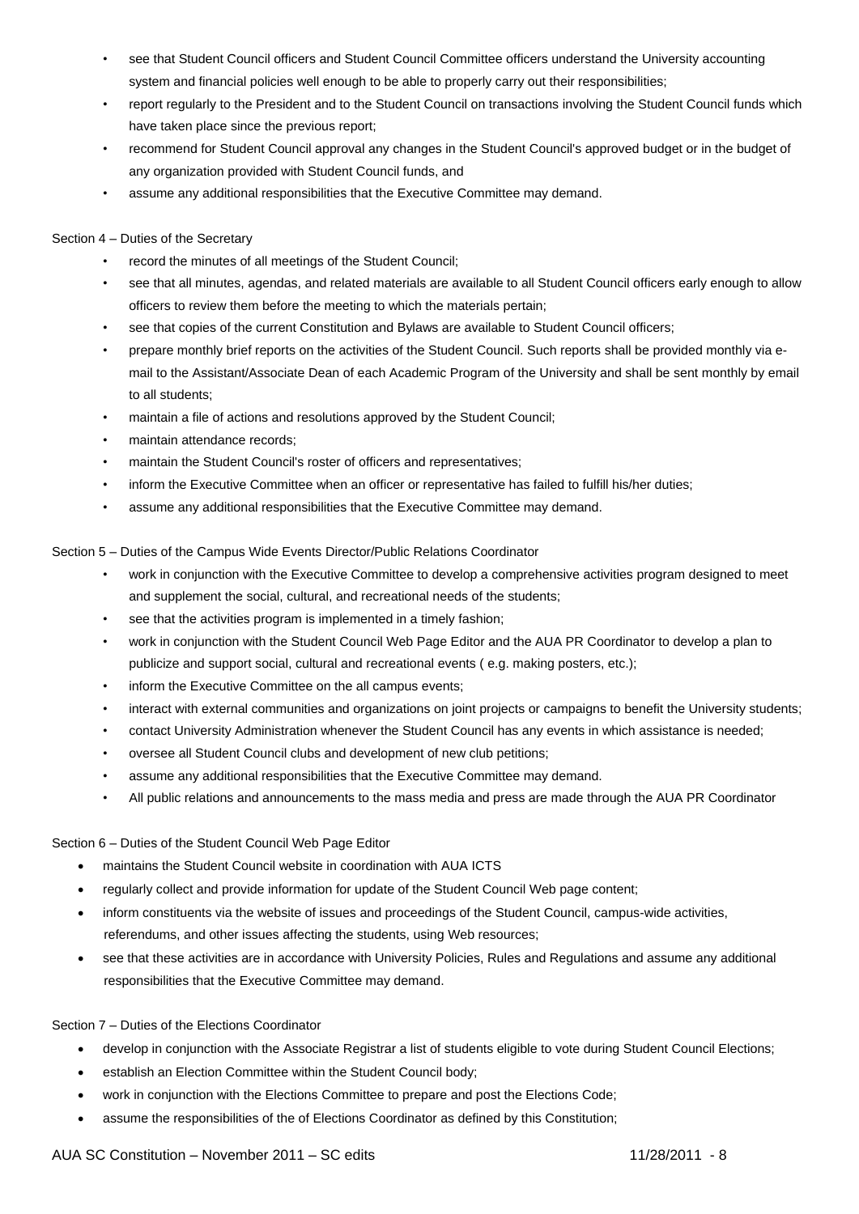- see that Student Council officers and Student Council Committee officers understand the University accounting system and financial policies well enough to be able to properly carry out their responsibilities;
- report regularly to the President and to the Student Council on transactions involving the Student Council funds which have taken place since the previous report;
- recommend for Student Council approval any changes in the Student Council's approved budget or in the budget of any organization provided with Student Council funds, and
- assume any additional responsibilities that the Executive Committee may demand.

Section 4 – Duties of the Secretary

- record the minutes of all meetings of the Student Council;
- see that all minutes, agendas, and related materials are available to all Student Council officers early enough to allow officers to review them before the meeting to which the materials pertain;
- see that copies of the current Constitution and Bylaws are available to Student Council officers;
- prepare monthly brief reports on the activities of the Student Council. Such reports shall be provided monthly via e-mail to the Assistant/Associate Dean of each Academic Program of the University and shall be sent monthly by email to all students;
- maintain a file of actions and resolutions approved by the Student Council;
- maintain attendance records;
- maintain the Student Council's roster of officers and representatives;
- inform the Executive Committee when an officer or representative has failed to fulfill his/her duties;
- assume any additional responsibilities that the Executive Committee may demand.

Section 5 – Duties of the Campus Wide Events Director/Public Relations Coordinator

- work in conjunction with the Executive Committee to develop a comprehensive activities program designed to meet and supplement the social, cultural, and recreational needs of the students;
- see that the activities program is implemented in a timely fashion;
- work in conjunction with the Student Council Web Page Editor and the AUA PR Coordinator to develop a plan to publicize and support social, cultural and recreational events ( e.g. making posters, etc.);
- inform the Executive Committee on the all campus events;
- interact with external communities and organizations on joint projects or campaigns to benefit the University students;
- contact University Administration whenever the Student Council has any events in which assistance is needed;
- oversee all Student Council clubs and development of new club petitions;
- assume any additional responsibilities that the Executive Committee may demand.
- All public relations and announcements to the mass media and press are made through the AUA PR Coordinator

Section 6 – Duties of the Student Council Web Page Editor

- maintains the Student Council website in coordination with AUA ICTS
- regularly collect and provide information for update of the Student Council Web page content;
- inform constituents via the website of issues and proceedings of the Student Council, campus-wide activities, referendums, and other issues affecting the students, using Web resources;
- see that these activities are in accordance with University Policies, Rules and Regulations and assume any additional responsibilities that the Executive Committee may demand.

Section 7 – Duties of the Elections Coordinator

- develop in conjunction with the Associate Registrar a list of students eligible to vote during Student Council Elections;
- establish an Election Committee within the Student Council body;
- work in conjunction with the Elections Committee to prepare and post the Elections Code;
- assume the responsibilities of the of Elections Coordinator as defined by this Constitution;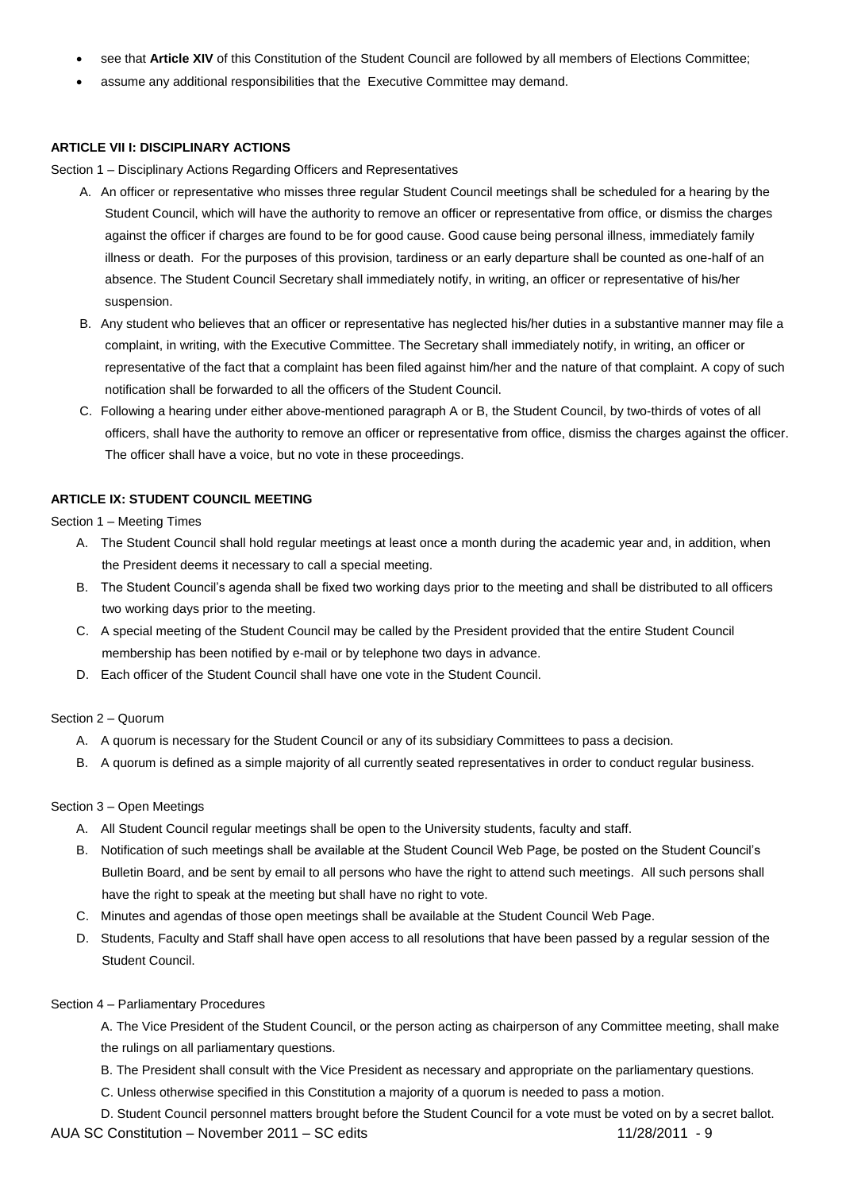- see that **Article XIV** of this Constitution of the Student Council are followed by all members of Elections Committee;
- assume any additional responsibilities that the Executive Committee may demand.

**ARTICLE VII I: DISCIPLINARY ACTIONS**

Section 1 – Disciplinary Actions Regarding Officers and Representatives

A. An officer or representative who misses three regular Student Council meetings shall be scheduled for a hearing by the Student Council, which will have the authority to remove an officer or representative from office, or dismiss the charges against the officer if charges are found to be for good cause. Good cause being personal illness, immediately family illness or death. For the purposes of this provision, tardiness or an early departure shall be counted as one-half of an absence. The Student Council Secretary shall immediately notify, in writing, an officer or representative of his/her suspension.

B. Any student who believes that an officer or representative has neglected his/her duties in a substantive manner may file a complaint, in writing, with the Executive Committee. The Secretary shall immediately notify, in writing, an officer or representative of the fact that a complaint has been filed against him/her and the nature of that complaint. A copy of such notification shall be forwarded to all the officers of the Student Council.

C. Following a hearing under either above-mentioned paragraph A or B, the Student Council, by two-thirds of votes of all officers, shall have the authority to remove an officer or representative from office, dismiss the charges against the officer. The officer shall have a voice, but no vote in these proceedings.

**ARTICLE IX: STUDENT COUNCIL MEETING**

Section 1 – Meeting Times

A. The Student Council shall hold regular meetings at least once a month during the academic year and, in addition, when the President deems it necessary to call a special meeting.

B. The Student Council's agenda shall be fixed two working days prior to the meeting and shall be distributed to all officers two working days prior to the meeting.

C. A special meeting of the Student Council may be called by the President provided that the entire Student Council membership has been notified by e-mail or by telephone two days in advance.

D. Each officer of the Student Council shall have one vote in the Student Council.

Section 2 – Quorum

A. A quorum is necessary for the Student Council or any of its subsidiary Committees to pass a decision.

B. A quorum is defined as a simple majority of all currently seated representatives in order to conduct regular business.

Section 3 – Open Meetings

A. All Student Council regular meetings shall be open to the University students, faculty and staff.

B. Notification of such meetings shall be available at the Student Council Web Page, be posted on the Student Council's Bulletin Board, and be sent by email to all persons who have the right to attend such meetings. All such persons shall have the right to speak at the meeting but shall have no right to vote.

C. Minutes and agendas of those open meetings shall be available at the Student Council Web Page.

D. Students, Faculty and Staff shall have open access to all resolutions that have been passed by a regular session of the Student Council.

Section 4 – Parliamentary Procedures

A. The Vice President of the Student Council, or the person acting as chairperson of any Committee meeting, shall make the rulings on all parliamentary questions.

B. The President shall consult with the Vice President as necessary and appropriate on the parliamentary questions.

C. Unless otherwise specified in this Constitution a majority of a quorum is needed to pass a motion.

D. Student Council personnel matters brought before the Student Council for a vote must be voted on by a secret ballot.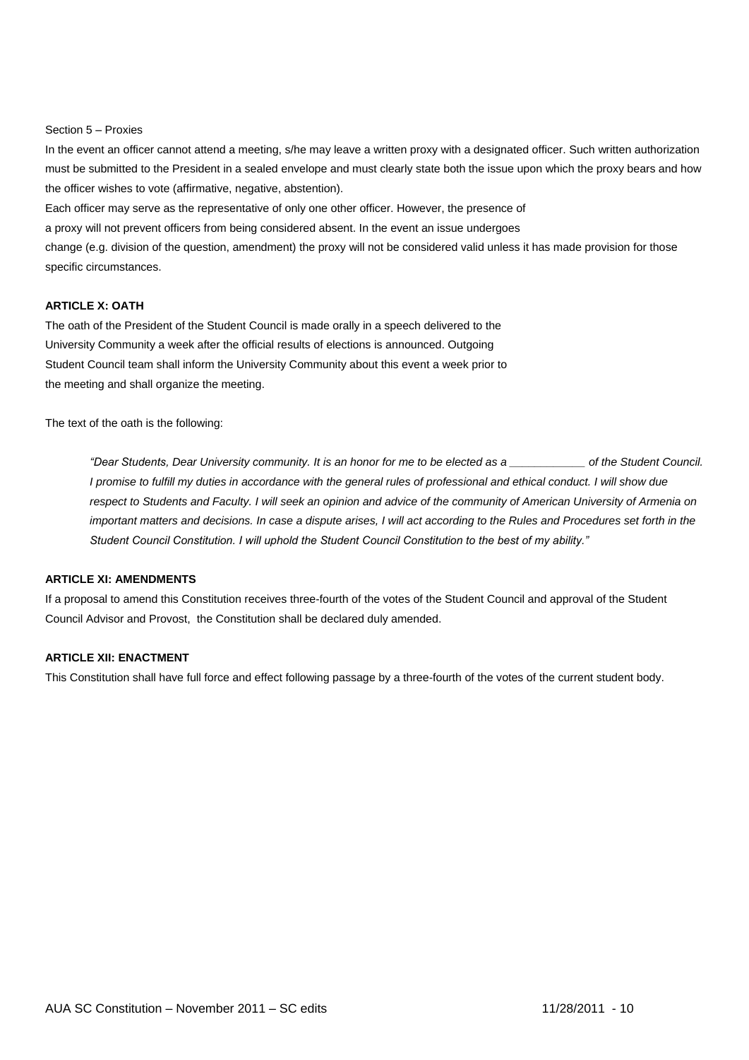Section 5 – Proxies

In the event an officer cannot attend a meeting, s/he may leave a written proxy with a designated officer. Such written authorization must be submitted to the President in a sealed envelope and must clearly state both the issue upon which the proxy bears and how the officer wishes to vote (affirmative, negative, abstention).

Each officer may serve as the representative of only one other officer. However, the presence of a proxy will not prevent officers from being considered absent. In the event an issue undergoes change (e.g. division of the question, amendment) the proxy will not be considered valid unless it has made provision for those specific circumstances.

**ARTICLE X: OATH**

The oath of the President of the Student Council is made orally in a speech delivered to the University Community a week after the official results of elections is announced. Outgoing Student Council team shall inform the University Community about this event a week prior to the meeting and shall organize the meeting.

The text of the oath is the following:

> *"Dear Students, Dear University community. It is an honor for me to be elected as a ____________ of the Student Council. I promise to fulfill my duties in accordance with the general rules of professional and ethical conduct. I will show due respect to Students and Faculty. I will seek an opinion and advice of the community of American University of Armenia on important matters and decisions. In case a dispute arises, I will act according to the Rules and Procedures set forth in the Student Council Constitution. I will uphold the Student Council Constitution to the best of my ability."*

**ARTICLE XI: AMENDMENTS**

If a proposal to amend this Constitution receives three-fourth of the votes of the Student Council and approval of the Student Council Advisor and Provost, the Constitution shall be declared duly amended.

**ARTICLE XII: ENACTMENT**

This Constitution shall have full force and effect following passage by a three-fourth of the votes of the current student body.